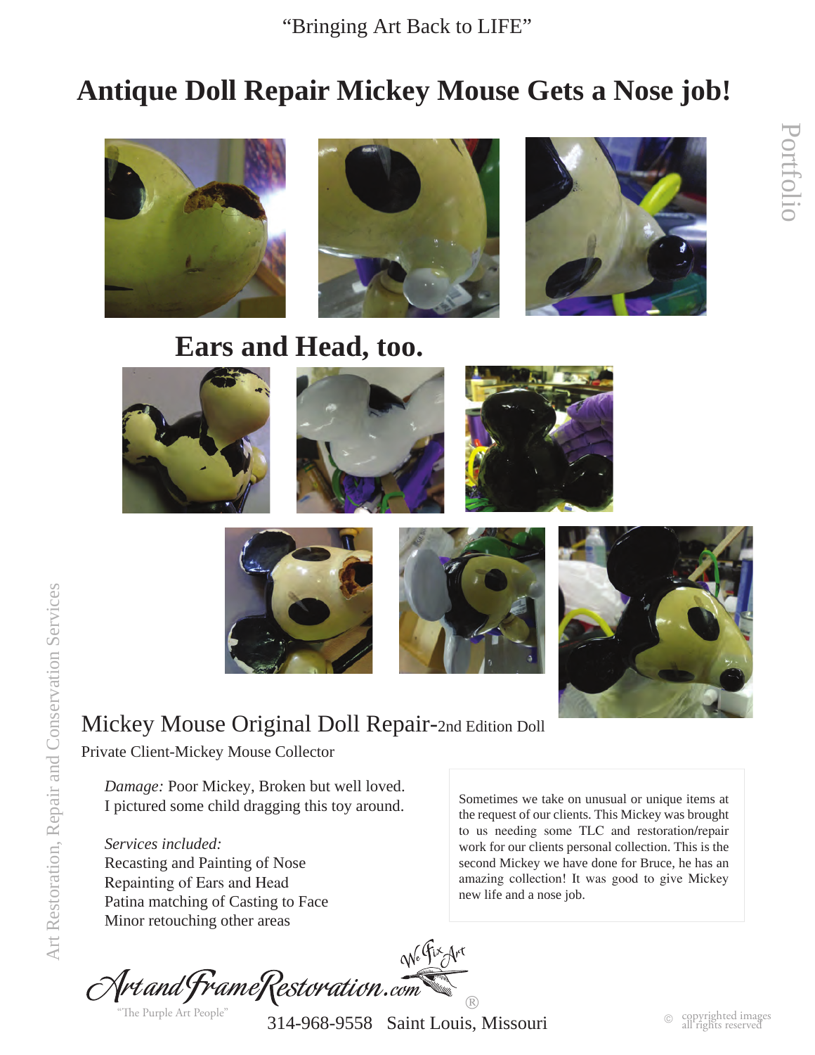"Bringing Art Back to LIFE"

# Antique Doll Repair Mickey Mouse Gets a Nose job!

Portfolio

## Ears and Head, too.

Art Restoration, Repair and Conservation Services

## Mickey Mouse Original Doll Repair-2nd Edition Doll

Private Client-Mickey Mouse Collector

*Damage:* Poor Mickey, Broken but well loved.
I pictured some child dragging this toy around.

*Services included:*
Recasting and Painting of Nose
Repainting of Ears and Head
Patina matching of Casting to Face
Minor retouching other areas

Sometimes we take on unusual or unique items at the request of our clients. This Mickey was brought to us needing some TLC and restoration/repair work for our clients personal collection. This is the second Mickey we have done for Bruce, he has an amazing collection! It was good to give Mickey new life and a nose job.

ArtandFrameRestoration.com® We Fix Art

"The Purple Art People"

314-968-9558 Saint Louis, Missouri

© copyrighted images all rights reserved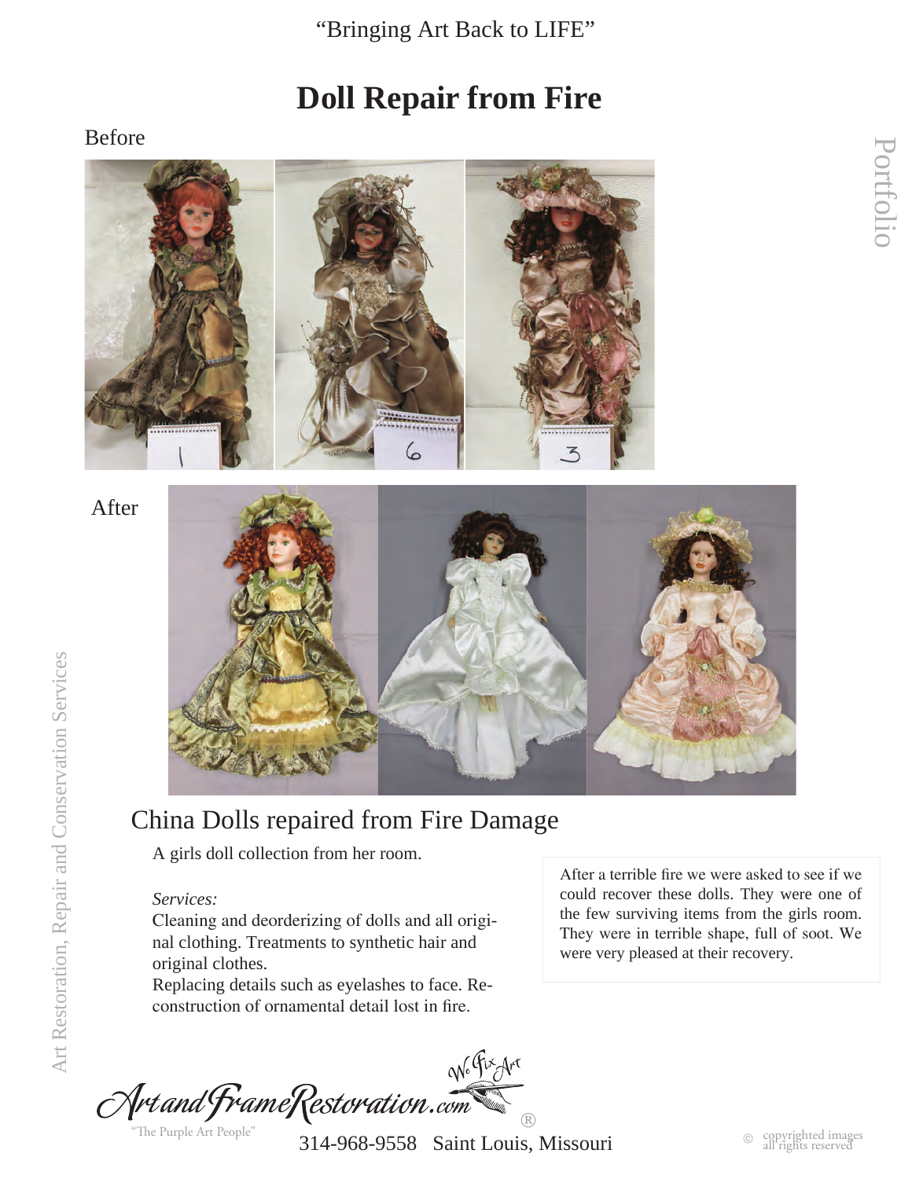"Bringing Art Back to LIFE"

# Doll Repair from Fire

Before

After

## China Dolls repaired from Fire Damage

A girls doll collection from her room.

*Services:*

Cleaning and deorderizing of dolls and all original clothing. Treatments to synthetic hair and original clothes.

Replacing details such as eyelashes to face. Reconstruction of ornamental detail lost in fire.

After a terrible fire we were asked to see if we could recover these dolls. They were one of the few surviving items from the girls room. They were in terrible shape, full of soot. We were very pleased at their recovery.

ArtandFrameRestoration.com ® We Fix Art

"The Purple Art People"

314-968-9558 Saint Louis, Missouri

© copyrighted images all rights reserved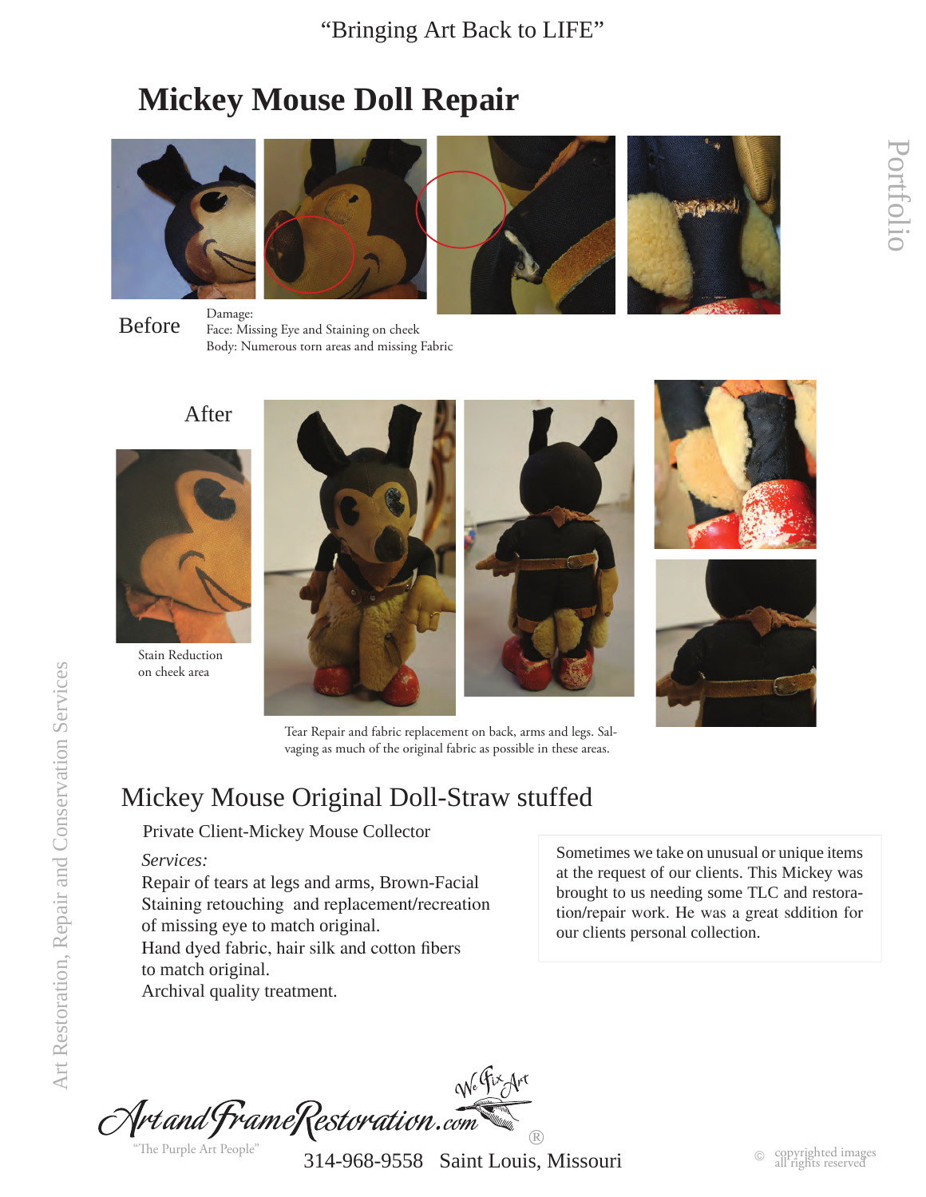"Bringing Art Back to LIFE"

# Mickey Mouse Doll Repair

Before

Damage:
Face: Missing Eye and Staining on cheek
Body: Numerous torn areas and missing Fabric

After

Stain Reduction on cheek area

Tear Repair and fabric replacement on back, arms and legs. Salvaging as much of the original fabric as possible in these areas.

## Mickey Mouse Original Doll-Straw stuffed

Private Client-Mickey Mouse Collector

*Services:*
Repair of tears at legs and arms, Brown-Facial Staining retouching and replacement/recreation of missing eye to match original.
Hand dyed fabric, hair silk and cotton fibers to match original.
Archival quality treatment.

Sometimes we take on unusual or unique items at the request of our clients. This Mickey was brought to us needing some TLC and restoration/repair work. He was a great sddition for our clients personal collection.

Portfolio

Art Restoration, Repair and Conservation Services

ArtandFrameRestoration.com® We Fix Art

"The Purple Art People"

314-968-9558 Saint Louis, Missouri

© copyrighted images all rights reserved